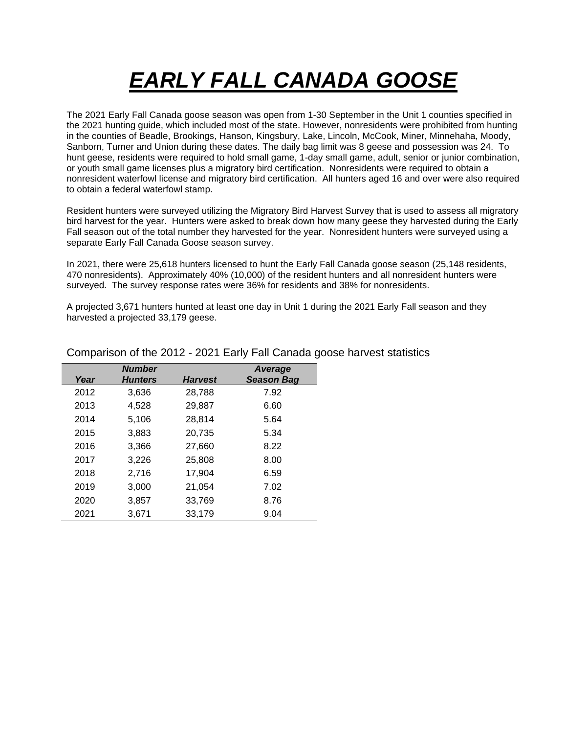# ***EARLY FALL CANADA GOOSE***

The 2021 Early Fall Canada goose season was open from 1-30 September in the Unit 1 counties specified in the 2021 hunting guide, which included most of the state. However, nonresidents were prohibited from hunting in the counties of Beadle, Brookings, Hanson, Kingsbury, Lake, Lincoln, McCook, Miner, Minnehaha, Moody, Sanborn, Turner and Union during these dates. The daily bag limit was 8 geese and possession was 24. To hunt geese, residents were required to hold small game, 1-day small game, adult, senior or junior combination, or youth small game licenses plus a migratory bird certification. Nonresidents were required to obtain a nonresident waterfowl license and migratory bird certification. All hunters aged 16 and over were also required to obtain a federal waterfowl stamp.

Resident hunters were surveyed utilizing the Migratory Bird Harvest Survey that is used to assess all migratory bird harvest for the year. Hunters were asked to break down how many geese they harvested during the Early Fall season out of the total number they harvested for the year. Nonresident hunters were surveyed using a separate Early Fall Canada Goose season survey.

In 2021, there were 25,618 hunters licensed to hunt the Early Fall Canada goose season (25,148 residents, 470 nonresidents). Approximately 40% (10,000) of the resident hunters and all nonresident hunters were surveyed. The survey response rates were 36% for residents and 38% for nonresidents.

A projected 3,671 hunters hunted at least one day in Unit 1 during the 2021 Early Fall season and they harvested a projected 33,179 geese.

Comparison of the 2012 - 2021 Early Fall Canada goose harvest statistics

| *Year* | *Number Hunters* | *Harvest* | *Average Season Bag* |
|---|---|---|---|
| 2012 | 3,636 | 28,788 | 7.92 |
| 2013 | 4,528 | 29,887 | 6.60 |
| 2014 | 5,106 | 28,814 | 5.64 |
| 2015 | 3,883 | 20,735 | 5.34 |
| 2016 | 3,366 | 27,660 | 8.22 |
| 2017 | 3,226 | 25,808 | 8.00 |
| 2018 | 2,716 | 17,904 | 6.59 |
| 2019 | 3,000 | 21,054 | 7.02 |
| 2020 | 3,857 | 33,769 | 8.76 |
| 2021 | 3,671 | 33,179 | 9.04 |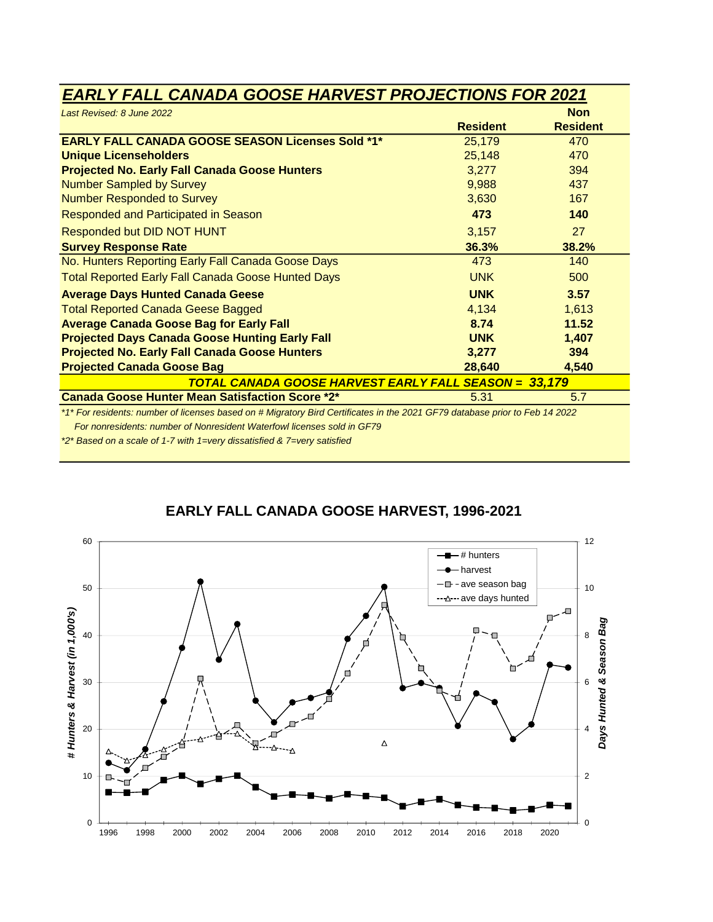## *EARLY FALL CANADA GOOSE HARVEST PROJECTIONS FOR 2021*

*Last Revised: 8 June 2022*

| | Resident | Non Resident |
|---|---|---|
| **EARLY FALL CANADA GOOSE SEASON Licenses Sold *1*** | 25,179 | 470 |
| **Unique Licenseholders** | 25,148 | 470 |
| **Projected No. Early Fall Canada Goose Hunters** | 3,277 | 394 |
| Number Sampled by Survey | 9,988 | 437 |
| Number Responded to Survey | 3,630 | 167 |
| Responded and Participated in Season | **473** | **140** |
| Responded but DID NOT HUNT | 3,157 | 27 |
| **Survey Response Rate** | **36.3%** | **38.2%** |
| No. Hunters Reporting Early Fall Canada Goose Days | 473 | 140 |
| Total Reported Early Fall Canada Goose Hunted Days | UNK | 500 |
| **Average Days Hunted Canada Geese** | **UNK** | **3.57** |
| Total Reported Canada Geese Bagged | 4,134 | 1,613 |
| **Average Canada Goose Bag for Early Fall** | **8.74** | **11.52** |
| **Projected Days Canada Goose Hunting Early Fall** | **UNK** | **1,407** |
| **Projected No. Early Fall Canada Goose Hunters** | **3,277** | **394** |
| **Projected Canada Goose Bag** | **28,640** | **4,540** |
| ***TOTAL CANADA GOOSE HARVEST EARLY FALL SEASON = 33,179*** | | |
| **Canada Goose Hunter Mean Satisfaction Score *2*** | 5.31 | 5.7 |

*\*1\* For residents: number of licenses based on # Migratory Bird Certificates in the 2021 GF79 database prior to Feb 14 2022*
*For nonresidents: number of Nonresident Waterfowl licenses sold in GF79*

*\*2\* Based on a scale of 1-7 with 1=very dissatisfied & 7=very satisfied*

## EARLY FALL CANADA GOOSE HARVEST, 1996-2021

# Hunters & Harvest (in 1,000's)
Days Hunted & Season Bag
# hunters
harvest
ave season bag
ave days hunted
0 10 20 30 40 50 60
0 2 4 6 8 10 12
1996 1998 2000 2002 2004 2006 2008 2010 2012 2014 2016 2018 2020